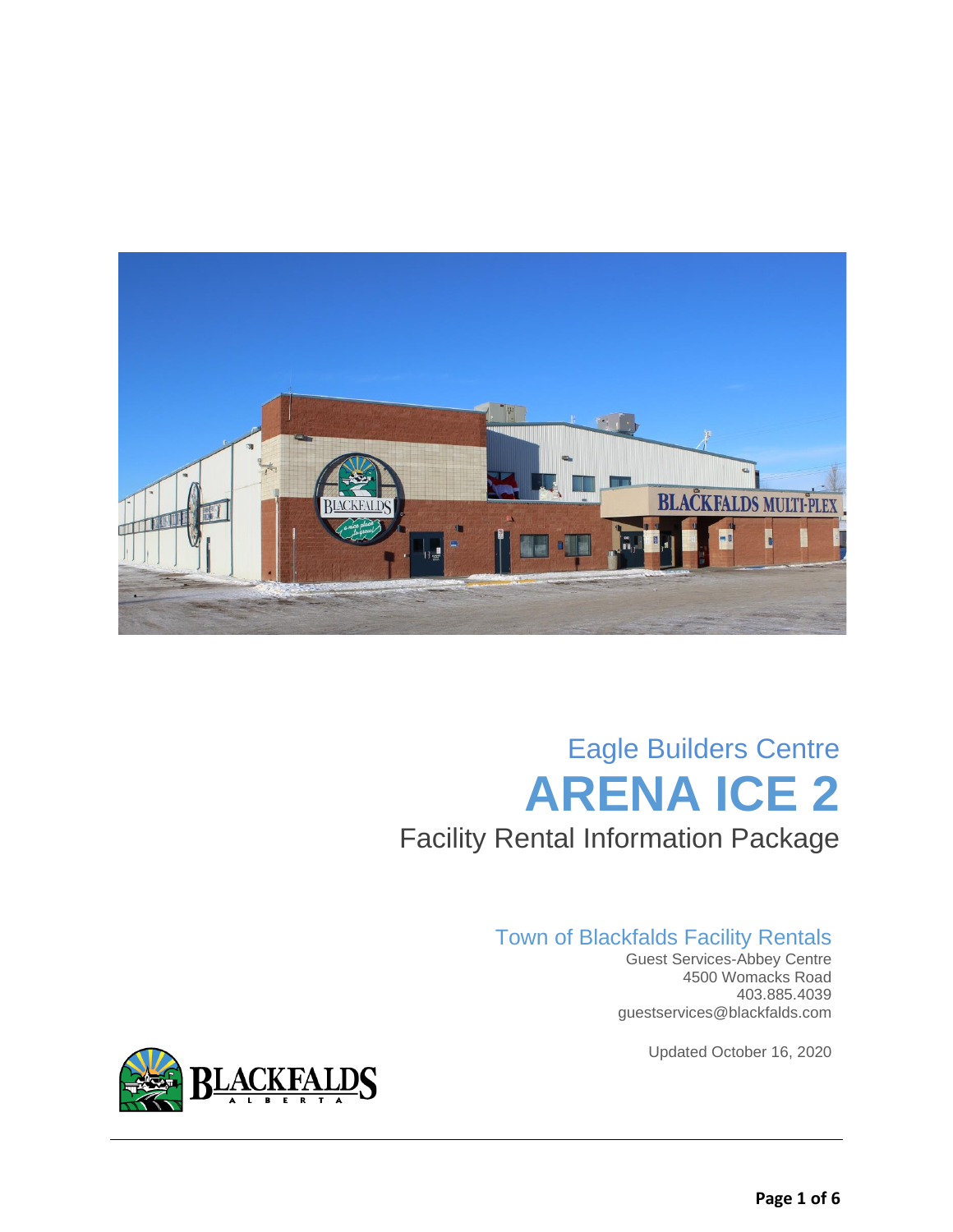# Eagle Builders Centre

# ARENA ICE 2

## Facility Rental Information Package

### Town of Blackfalds Facility Rentals

Guest Services-Abbey Centre
4500 Womacks Road
403.885.4039
guestservices@blackfalds.com

Updated October 16, 2020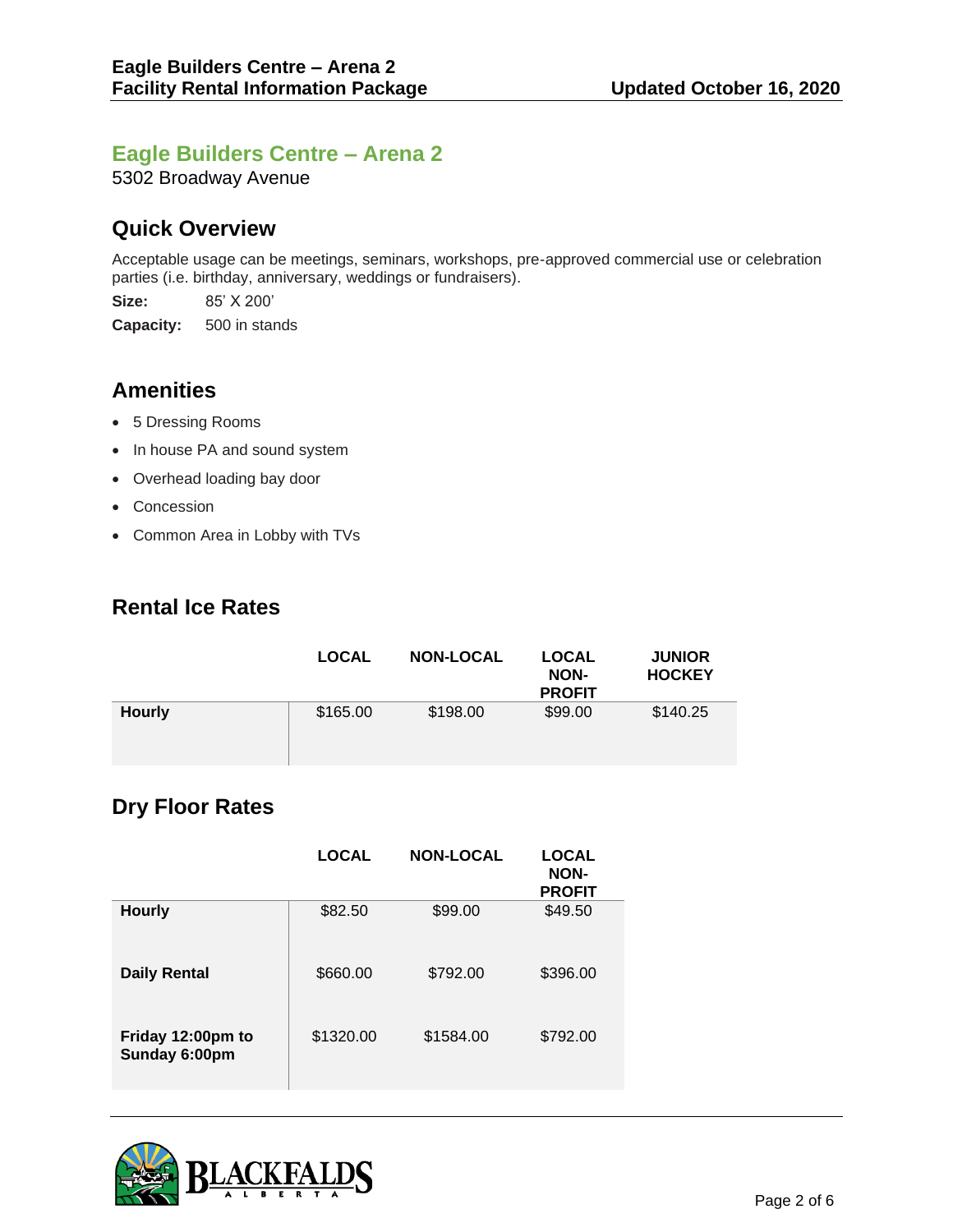## Eagle Builders Centre – Arena 2

5302 Broadway Avenue

### Quick Overview

Acceptable usage can be meetings, seminars, workshops, pre-approved commercial use or celebration parties (i.e. birthday, anniversary, weddings or fundraisers).

**Size:** 85' X 200'

**Capacity:** 500 in stands

### Amenities

- 5 Dressing Rooms
- In house PA and sound system
- Overhead loading bay door
- Concession
- Common Area in Lobby with TVs

### Rental Ice Rates

| | LOCAL | NON-LOCAL | LOCAL NON-PROFIT | JUNIOR HOCKEY |
|---|---|---|---|---|
| **Hourly** | $165.00 | $198.00 | $99.00 | $140.25 |

### Dry Floor Rates

| | LOCAL | NON-LOCAL | LOCAL NON-PROFIT |
|---|---|---|---|
| **Hourly** | $82.50 | $99.00 | $49.50 |
| **Daily Rental** | $660.00 | $792.00 | $396.00 |
| **Friday 12:00pm to Sunday 6:00pm** | $1320.00 | $1584.00 | $792.00 |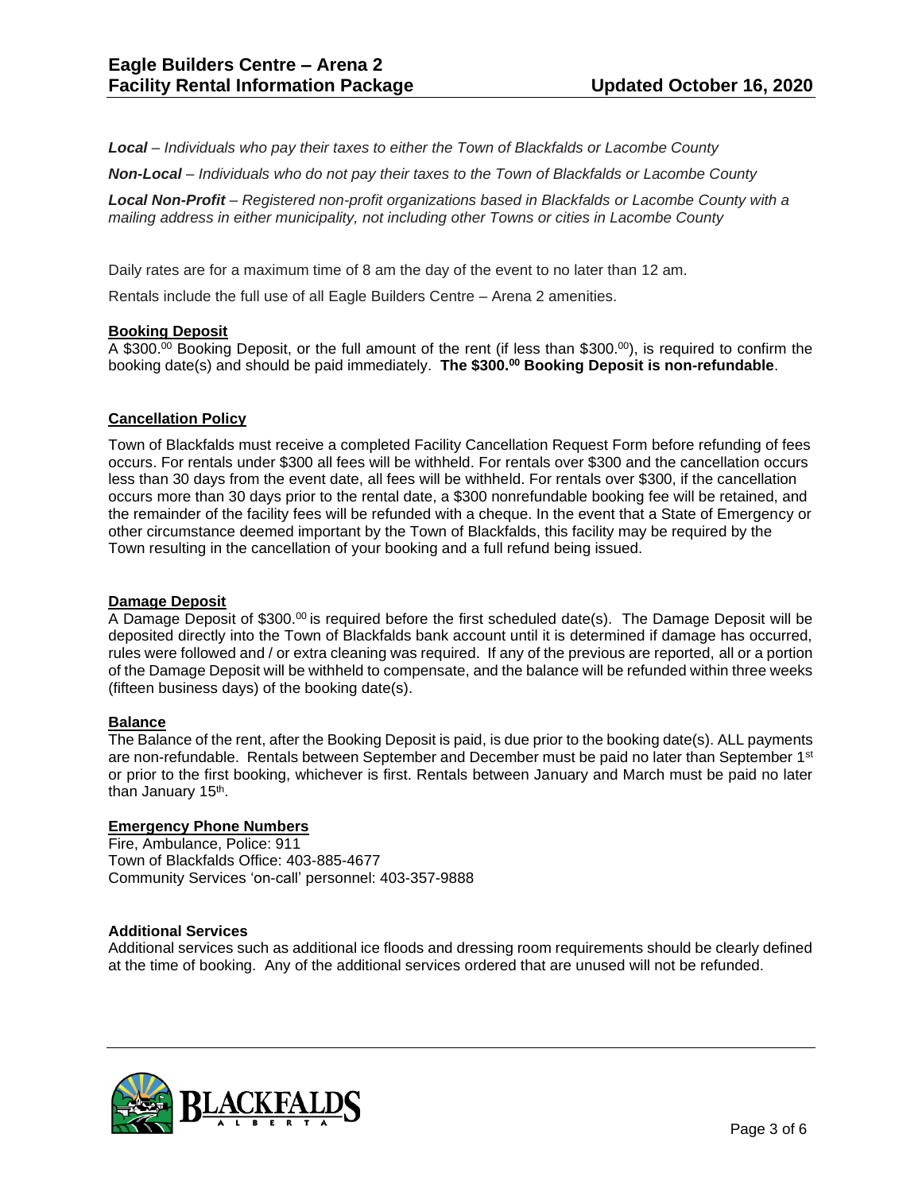***Local** – Individuals who pay their taxes to either the Town of Blackfalds or Lacombe County*

***Non-Local** – Individuals who do not pay their taxes to the Town of Blackfalds or Lacombe County*

***Local Non-Profit** – Registered non-profit organizations based in Blackfalds or Lacombe County with a mailing address in either municipality, not including other Towns or cities in Lacombe County*

Daily rates are for a maximum time of 8 am the day of the event to no later than 12 am.

Rentals include the full use of all Eagle Builders Centre – Arena 2 amenities.

**Booking Deposit**

A $300.00 Booking Deposit, or the full amount of the rent (if less than $300.00), is required to confirm the booking date(s) and should be paid immediately. **The $300.00 Booking Deposit is non-refundable**.

**Cancellation Policy**

Town of Blackfalds must receive a completed Facility Cancellation Request Form before refunding of fees occurs. For rentals under $300 all fees will be withheld. For rentals over $300 and the cancellation occurs less than 30 days from the event date, all fees will be withheld. For rentals over $300, if the cancellation occurs more than 30 days prior to the rental date, a $300 nonrefundable booking fee will be retained, and the remainder of the facility fees will be refunded with a cheque. In the event that a State of Emergency or other circumstance deemed important by the Town of Blackfalds, this facility may be required by the Town resulting in the cancellation of your booking and a full refund being issued.

**Damage Deposit**

A Damage Deposit of $300.00 is required before the first scheduled date(s). The Damage Deposit will be deposited directly into the Town of Blackfalds bank account until it is determined if damage has occurred, rules were followed and / or extra cleaning was required. If any of the previous are reported, all or a portion of the Damage Deposit will be withheld to compensate, and the balance will be refunded within three weeks (fifteen business days) of the booking date(s).

**Balance**

The Balance of the rent, after the Booking Deposit is paid, is due prior to the booking date(s). ALL payments are non-refundable. Rentals between September and December must be paid no later than September 1st or prior to the first booking, whichever is first. Rentals between January and March must be paid no later than January 15th.

**Emergency Phone Numbers**

Fire, Ambulance, Police: 911
Town of Blackfalds Office: 403-885-4677
Community Services 'on-call' personnel: 403-357-9888

**Additional Services**

Additional services such as additional ice floods and dressing room requirements should be clearly defined at the time of booking. Any of the additional services ordered that are unused will not be refunded.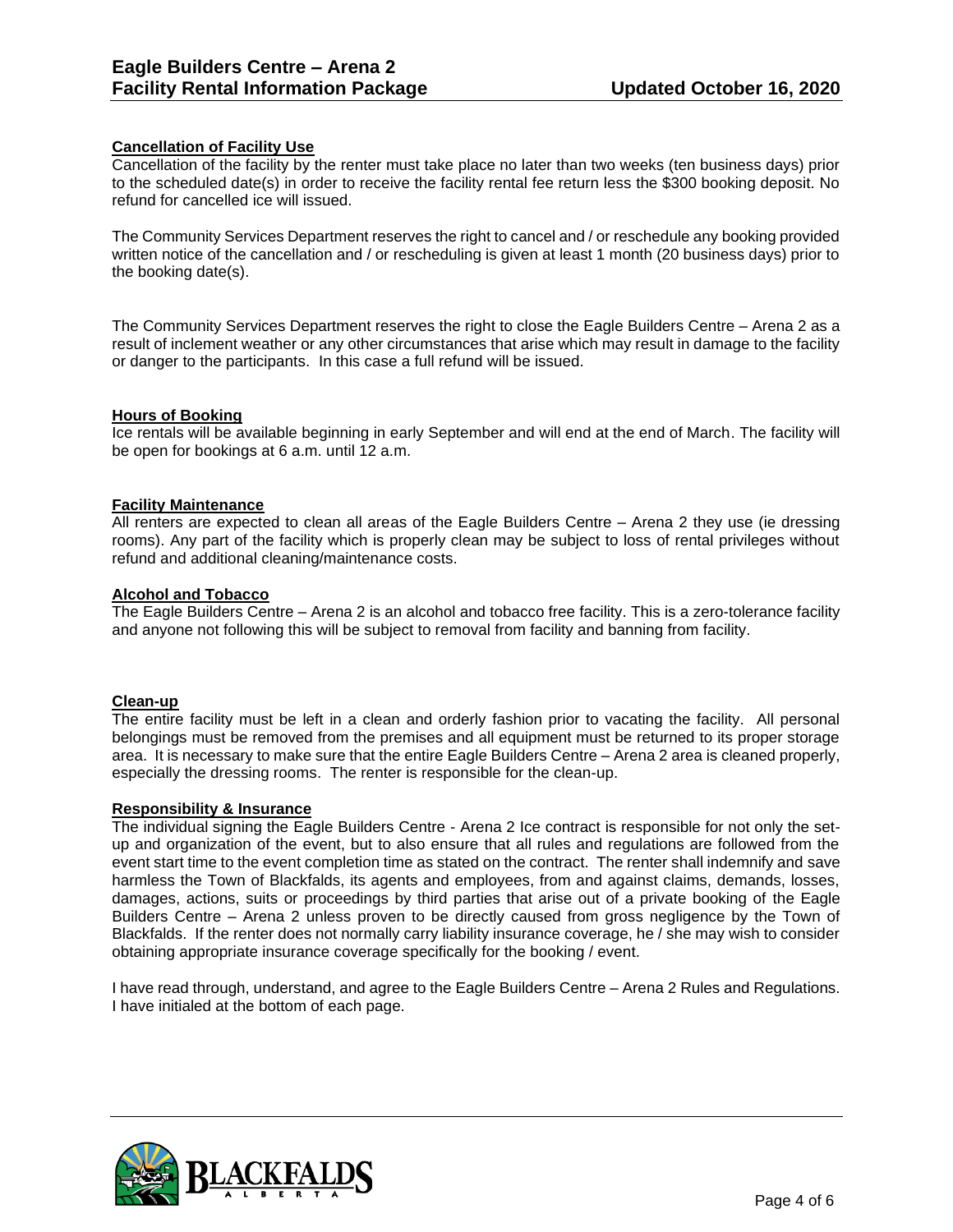**Cancellation of Facility Use**

Cancellation of the facility by the renter must take place no later than two weeks (ten business days) prior to the scheduled date(s) in order to receive the facility rental fee return less the $300 booking deposit. No refund for cancelled ice will issued.

The Community Services Department reserves the right to cancel and / or reschedule any booking provided written notice of the cancellation and / or rescheduling is given at least 1 month (20 business days) prior to the booking date(s).

The Community Services Department reserves the right to close the Eagle Builders Centre – Arena 2 as a result of inclement weather or any other circumstances that arise which may result in damage to the facility or danger to the participants. In this case a full refund will be issued.

**Hours of Booking**

Ice rentals will be available beginning in early September and will end at the end of March. The facility will be open for bookings at 6 a.m. until 12 a.m.

**Facility Maintenance**

All renters are expected to clean all areas of the Eagle Builders Centre – Arena 2 they use (ie dressing rooms). Any part of the facility which is properly clean may be subject to loss of rental privileges without refund and additional cleaning/maintenance costs.

**Alcohol and Tobacco**

The Eagle Builders Centre – Arena 2 is an alcohol and tobacco free facility. This is a zero-tolerance facility and anyone not following this will be subject to removal from facility and banning from facility.

**Clean-up**

The entire facility must be left in a clean and orderly fashion prior to vacating the facility. All personal belongings must be removed from the premises and all equipment must be returned to its proper storage area. It is necessary to make sure that the entire Eagle Builders Centre – Arena 2 area is cleaned properly, especially the dressing rooms. The renter is responsible for the clean-up.

**Responsibility & Insurance**

The individual signing the Eagle Builders Centre - Arena 2 Ice contract is responsible for not only the set-up and organization of the event, but to also ensure that all rules and regulations are followed from the event start time to the event completion time as stated on the contract. The renter shall indemnify and save harmless the Town of Blackfalds, its agents and employees, from and against claims, demands, losses, damages, actions, suits or proceedings by third parties that arise out of a private booking of the Eagle Builders Centre – Arena 2 unless proven to be directly caused from gross negligence by the Town of Blackfalds. If the renter does not normally carry liability insurance coverage, he / she may wish to consider obtaining appropriate insurance coverage specifically for the booking / event.

I have read through, understand, and agree to the Eagle Builders Centre – Arena 2 Rules and Regulations. I have initialed at the bottom of each page.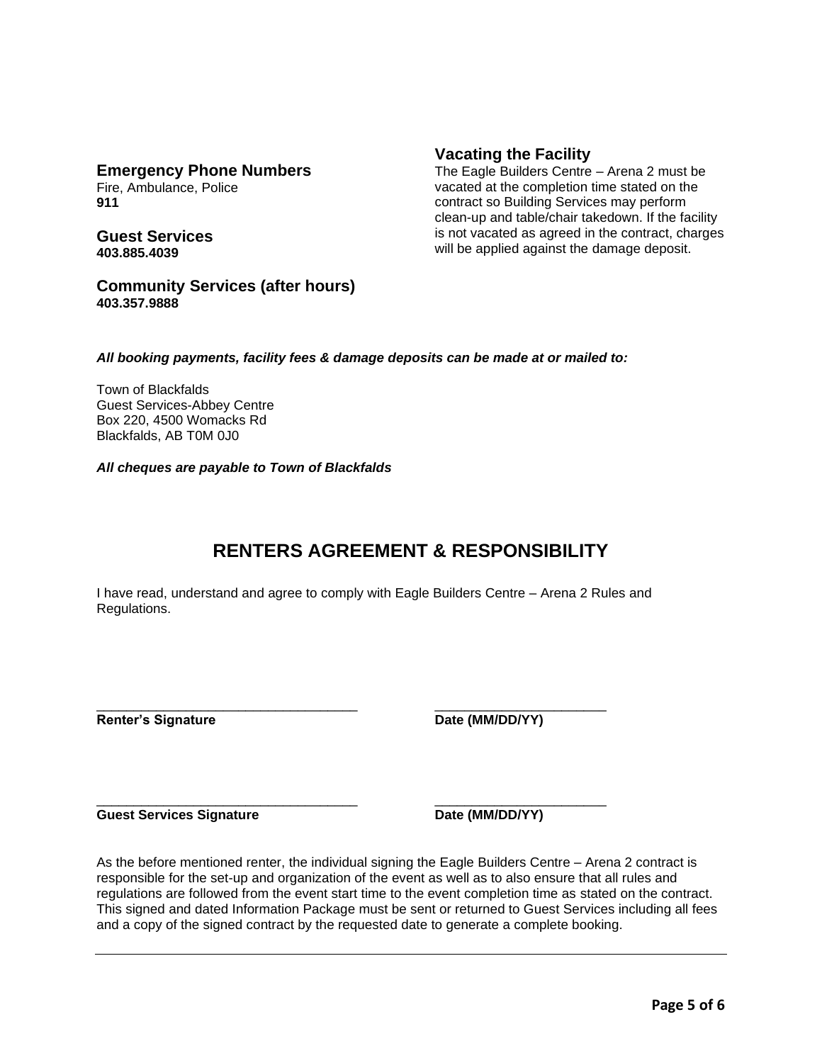### Emergency Phone Numbers

Fire, Ambulance, Police
**911**

### Guest Services

**403.885.4039**

### Community Services (after hours)

**403.357.9888**

### Vacating the Facility

The Eagle Builders Centre – Arena 2 must be vacated at the completion time stated on the contract so Building Services may perform clean-up and table/chair takedown. If the facility is not vacated as agreed in the contract, charges will be applied against the damage deposit.

***All booking payments, facility fees & damage deposits can be made at or mailed to:***

Town of Blackfalds
Guest Services-Abbey Centre
Box 220, 4500 Womacks Rd
Blackfalds, AB T0M 0J0

***All cheques are payable to Town of Blackfalds***

## RENTERS AGREEMENT & RESPONSIBILITY

I have read, understand and agree to comply with Eagle Builders Centre – Arena 2 Rules and Regulations.

___________________________________ &nbsp;&nbsp;&nbsp;&nbsp; _______________________
**Renter's Signature** &nbsp;&nbsp;&nbsp;&nbsp; **Date (MM/DD/YY)**

___________________________________ &nbsp;&nbsp;&nbsp;&nbsp; _______________________
**Guest Services Signature** &nbsp;&nbsp;&nbsp;&nbsp; **Date (MM/DD/YY)**

As the before mentioned renter, the individual signing the Eagle Builders Centre – Arena 2 contract is responsible for the set-up and organization of the event as well as to also ensure that all rules and regulations are followed from the event start time to the event completion time as stated on the contract. This signed and dated Information Package must be sent or returned to Guest Services including all fees and a copy of the signed contract by the requested date to generate a complete booking.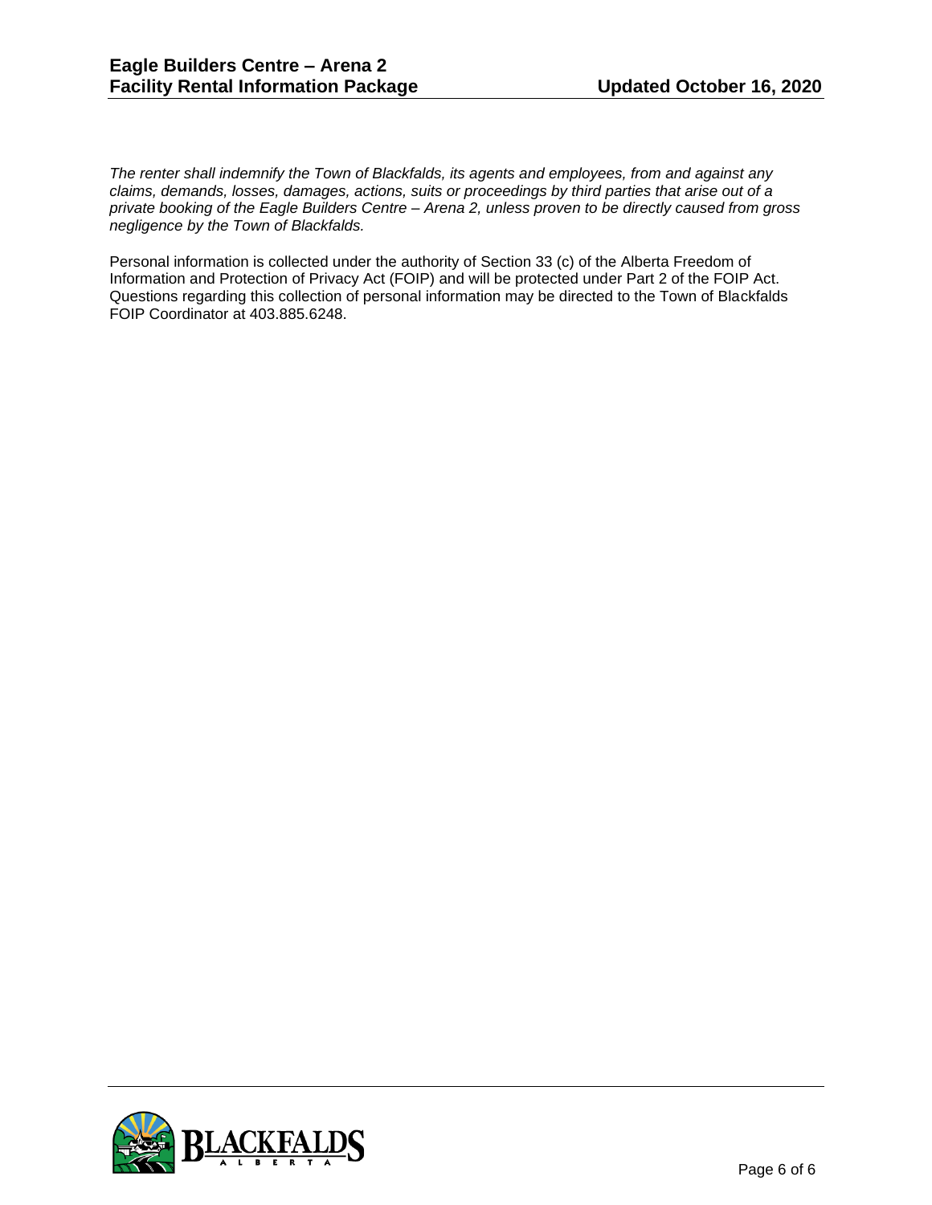*The renter shall indemnify the Town of Blackfalds, its agents and employees, from and against any claims, demands, losses, damages, actions, suits or proceedings by third parties that arise out of a private booking of the Eagle Builders Centre – Arena 2, unless proven to be directly caused from gross negligence by the Town of Blackfalds.*

Personal information is collected under the authority of Section 33 (c) of the Alberta Freedom of Information and Protection of Privacy Act (FOIP) and will be protected under Part 2 of the FOIP Act. Questions regarding this collection of personal information may be directed to the Town of Blackfalds FOIP Coordinator at 403.885.6248.